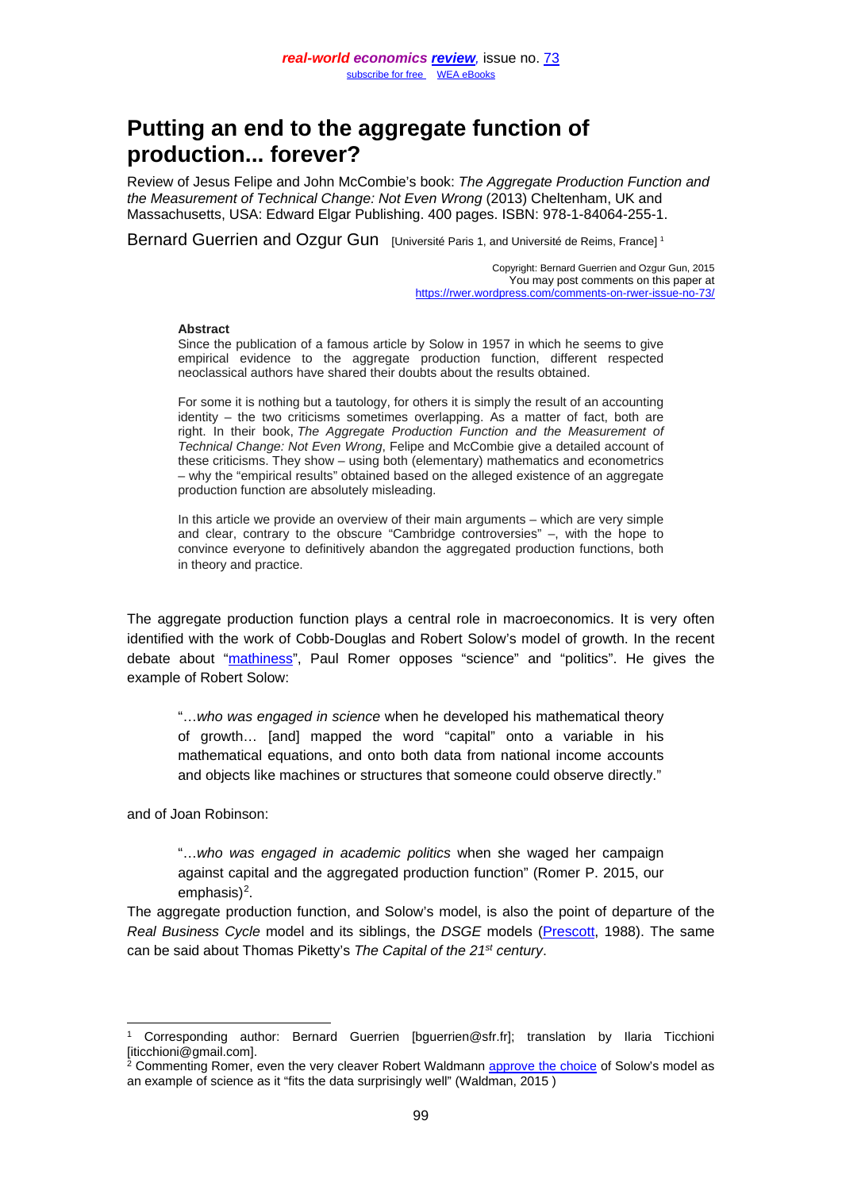# Putting an end to the aggregate function of production... forever?

Review of Jesus Felipe and John McCombie's book: *The Aggregate Production Function and the Measurement of Technical Change: Not Even Wrong* (2013) Cheltenham, UK and Massachusetts, USA: Edward Elgar Publishing. 400 pages. ISBN: 978-1-84064-255-1.

Bernard Guerrien and Ozgur Gun [Université Paris 1, and Université de Reims, France] [1]

Copyright: Bernard Guerrien and Ozgur Gun, 2015
You may post comments on this paper at
https://rwer.wordpress.com/comments-on-rwer-issue-no-73/

**Abstract**

Since the publication of a famous article by Solow in 1957 in which he seems to give empirical evidence to the aggregate production function, different respected neoclassical authors have shared their doubts about the results obtained.

For some it is nothing but a tautology, for others it is simply the result of an accounting identity – the two criticisms sometimes overlapping. As a matter of fact, both are right. In their book, *The Aggregate Production Function and the Measurement of Technical Change: Not Even Wrong*, Felipe and McCombie give a detailed account of these criticisms. They show – using both (elementary) mathematics and econometrics – why the "empirical results" obtained based on the alleged existence of an aggregate production function are absolutely misleading.

In this article we provide an overview of their main arguments – which are very simple and clear, contrary to the obscure "Cambridge controversies" –, with the hope to convince everyone to definitively abandon the aggregated production functions, both in theory and practice.

The aggregate production function plays a central role in macroeconomics. It is very often identified with the work of Cobb-Douglas and Robert Solow's model of growth. In the recent debate about "mathiness", Paul Romer opposes "science" and "politics". He gives the example of Robert Solow:

> "…*who was engaged in science* when he developed his mathematical theory of growth… [and] mapped the word "capital" onto a variable in his mathematical equations, and onto both data from national income accounts and objects like machines or structures that someone could observe directly."

and of Joan Robinson:

> "…*who was engaged in academic politics* when she waged her campaign against capital and the aggregated production function" (Romer P. 2015, our emphasis)[2].

The aggregate production function, and Solow's model, is also the point of departure of the *Real Business Cycle* model and its siblings, the *DSGE* models (Prescott, 1988). The same can be said about Thomas Piketty's *The Capital of the 21st century*.

---

[1] Corresponding author: Bernard Guerrien [bguerrien@sfr.fr]; translation by Ilaria Ticchioni [iticchioni@gmail.com].

[2] Commenting Romer, even the very cleaver Robert Waldmann approve the choice of Solow's model as an example of science as it "fits the data surprisingly well" (Waldman, 2015 )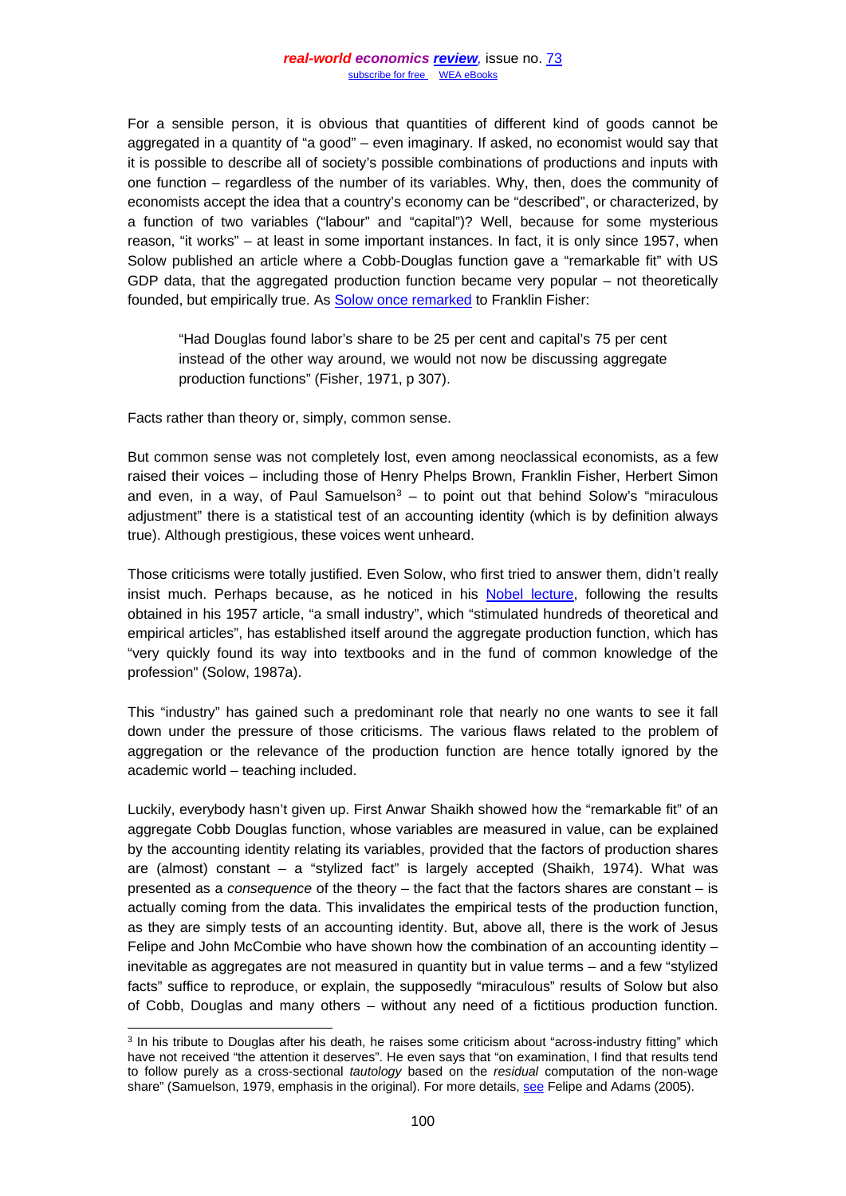For a sensible person, it is obvious that quantities of different kind of goods cannot be aggregated in a quantity of "a good" – even imaginary. If asked, no economist would say that it is possible to describe all of society's possible combinations of productions and inputs with one function – regardless of the number of its variables. Why, then, does the community of economists accept the idea that a country's economy can be "described", or characterized, by a function of two variables ("labour" and "capital")? Well, because for some mysterious reason, "it works" – at least in some important instances. In fact, it is only since 1957, when Solow published an article where a Cobb-Douglas function gave a "remarkable fit" with US GDP data, that the aggregated production function became very popular – not theoretically founded, but empirically true. As Solow once remarked to Franklin Fisher:

> "Had Douglas found labor's share to be 25 per cent and capital's 75 per cent instead of the other way around, we would not now be discussing aggregate production functions" (Fisher, 1971, p 307).

Facts rather than theory or, simply, common sense.

But common sense was not completely lost, even among neoclassical economists, as a few raised their voices – including those of Henry Phelps Brown, Franklin Fisher, Herbert Simon and even, in a way, of Paul Samuelson[3] – to point out that behind Solow's "miraculous adjustment" there is a statistical test of an accounting identity (which is by definition always true). Although prestigious, these voices went unheard.

Those criticisms were totally justified. Even Solow, who first tried to answer them, didn't really insist much. Perhaps because, as he noticed in his Nobel lecture, following the results obtained in his 1957 article, "a small industry", which "stimulated hundreds of theoretical and empirical articles", has established itself around the aggregate production function, which has "very quickly found its way into textbooks and in the fund of common knowledge of the profession" (Solow, 1987a).

This "industry" has gained such a predominant role that nearly no one wants to see it fall down under the pressure of those criticisms. The various flaws related to the problem of aggregation or the relevance of the production function are hence totally ignored by the academic world – teaching included.

Luckily, everybody hasn't given up. First Anwar Shaikh showed how the "remarkable fit" of an aggregate Cobb Douglas function, whose variables are measured in value, can be explained by the accounting identity relating its variables, provided that the factors of production shares are (almost) constant – a "stylized fact" is largely accepted (Shaikh, 1974). What was presented as a *consequence* of the theory – the fact that the factors shares are constant – is actually coming from the data. This invalidates the empirical tests of the production function, as they are simply tests of an accounting identity. But, above all, there is the work of Jesus Felipe and John McCombie who have shown how the combination of an accounting identity – inevitable as aggregates are not measured in quantity but in value terms – and a few "stylized facts" suffice to reproduce, or explain, the supposedly "miraculous" results of Solow but also of Cobb, Douglas and many others – without any need of a fictitious production function.

[3] In his tribute to Douglas after his death, he raises some criticism about "across-industry fitting" which have not received "the attention it deserves". He even says that "on examination, I find that results tend to follow purely as a cross-sectional *tautology* based on the *residual* computation of the non-wage share" (Samuelson, 1979, emphasis in the original). For more details, see Felipe and Adams (2005).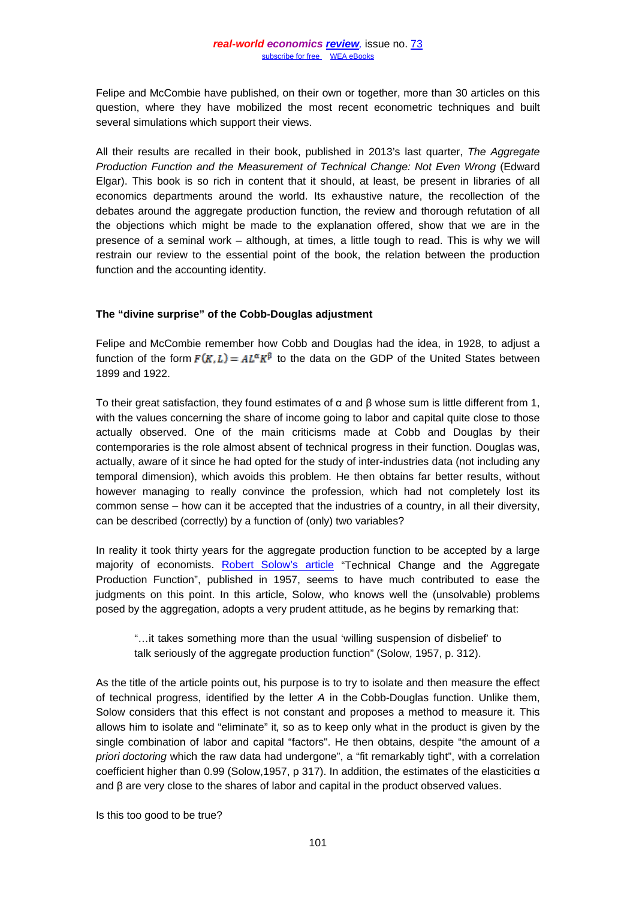Felipe and McCombie have published, on their own or together, more than 30 articles on this question, where they have mobilized the most recent econometric techniques and built several simulations which support their views.

All their results are recalled in their book, published in 2013's last quarter, *The Aggregate Production Function and the Measurement of Technical Change: Not Even Wrong* (Edward Elgar). This book is so rich in content that it should, at least, be present in libraries of all economics departments around the world. Its exhaustive nature, the recollection of the debates around the aggregate production function, the review and thorough refutation of all the objections which might be made to the explanation offered, show that we are in the presence of a seminal work – although, at times, a little tough to read. This is why we will restrain our review to the essential point of the book, the relation between the production function and the accounting identity.

### The "divine surprise" of the Cobb-Douglas adjustment

Felipe and McCombie remember how Cobb and Douglas had the idea, in 1928, to adjust a function of the form $F(K,L) = AL^{\alpha}K^{\beta}$ to the data on the GDP of the United States between 1899 and 1922.

To their great satisfaction, they found estimates of $\alpha$ and $\beta$ whose sum is little different from 1, with the values concerning the share of income going to labor and capital quite close to those actually observed. One of the main criticisms made at Cobb and Douglas by their contemporaries is the role almost absent of technical progress in their function. Douglas was, actually, aware of it since he had opted for the study of inter-industries data (not including any temporal dimension), which avoids this problem. He then obtains far better results, without however managing to really convince the profession, which had not completely lost its common sense – how can it be accepted that the industries of a country, in all their diversity, can be described (correctly) by a function of (only) two variables?

In reality it took thirty years for the aggregate production function to be accepted by a large majority of economists. Robert Solow's article "Technical Change and the Aggregate Production Function", published in 1957, seems to have much contributed to ease the judgments on this point. In this article, Solow, who knows well the (unsolvable) problems posed by the aggregation, adopts a very prudent attitude, as he begins by remarking that:

> "…it takes something more than the usual 'willing suspension of disbelief' to talk seriously of the aggregate production function" (Solow, 1957, p. 312).

As the title of the article points out, his purpose is to try to isolate and then measure the effect of technical progress, identified by the letter $A$ in the Cobb-Douglas function. Unlike them, Solow considers that this effect is not constant and proposes a method to measure it. This allows him to isolate and "eliminate" it*,* so as to keep only what in the product is given by the single combination of labor and capital "factors". He then obtains, despite "the amount of *a priori doctoring* which the raw data had undergone", a "fit remarkably tight", with a correlation coefficient higher than 0.99 (Solow,1957, p 317). In addition, the estimates of the elasticities $\alpha$ and $\beta$ are very close to the shares of labor and capital in the product observed values.

Is this too good to be true?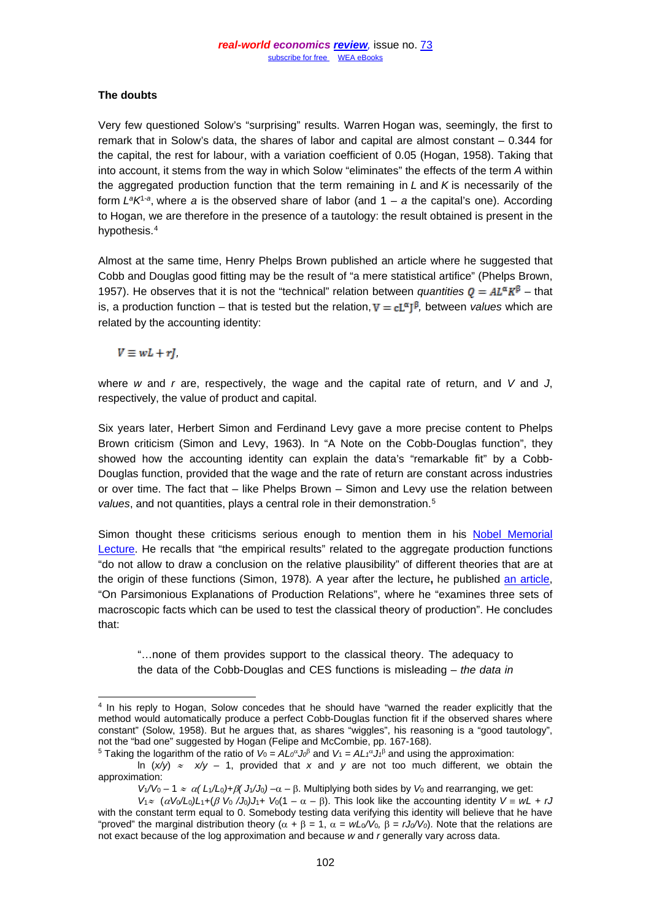### The doubts

Very few questioned Solow's "surprising" results. Warren Hogan was, seemingly, the first to remark that in Solow's data, the shares of labor and capital are almost constant – 0.344 for the capital, the rest for labour, with a variation coefficient of 0.05 (Hogan, 1958). Taking that into account, it stems from the way in which Solow "eliminates" the effects of the term *A* within the aggregated production function that the term remaining in *L* and *K* is necessarily of the form $L^aK^{1-a}$, where *a* is the observed share of labor (and $1 - a$ the capital's one). According to Hogan, we are therefore in the presence of a tautology: the result obtained is present in the hypothesis.[4]

Almost at the same time, Henry Phelps Brown published an article where he suggested that Cobb and Douglas good fitting may be the result of "a mere statistical artifice" (Phelps Brown, 1957). He observes that it is not the "technical" relation between *quantities* $Q = AL^{\alpha}K^{\beta}$ – that is, a production function – that is tested but the relation, $V = cL^{\alpha}J^{\beta}$, between *values* which are related by the accounting identity:

$$V \equiv wL + rJ,$$

where *w* and *r* are, respectively, the wage and the capital rate of return, and *V* and *J*, respectively, the value of product and capital.

Six years later, Herbert Simon and Ferdinand Levy gave a more precise content to Phelps Brown criticism (Simon and Levy, 1963). In "A Note on the Cobb-Douglas function", they showed how the accounting identity can explain the data's "remarkable fit" by a Cobb-Douglas function, provided that the wage and the rate of return are constant across industries or over time. The fact that – like Phelps Brown – Simon and Levy use the relation between *values*, and not quantities, plays a central role in their demonstration.[5]

Simon thought these criticisms serious enough to mention them in his Nobel Memorial Lecture. He recalls that "the empirical results" related to the aggregate production functions "do not allow to draw a conclusion on the relative plausibility" of different theories that are at the origin of these functions (Simon, 1978). A year after the lecture**,** he published an article, "On Parsimonious Explanations of Production Relations", where he "examines three sets of macroscopic facts which can be used to test the classical theory of production". He concludes that:

> "…none of them provides support to the classical theory. The adequacy to the data of the Cobb-Douglas and CES functions is misleading – *the data in*

---

[4] In his reply to Hogan, Solow concedes that he should have "warned the reader explicitly that the method would automatically produce a perfect Cobb-Douglas function fit if the observed shares where constant" (Solow, 1958). But he argues that, as shares "wiggles", his reasoning is a "good tautology", not the "bad one" suggested by Hogan (Felipe and McCombie, pp. 167-168).

[5] Taking the logarithm of the ratio of $V_0 = AL_0^{\alpha}J_0^{\beta}$ and $V_1 = AL_1^{\alpha}J_1^{\beta}$ and using the approximation:

$\ln(x/y) \approx x/y - 1$, provided that *x* and *y* are not too much different, we obtain the approximation:

$V_1/V_0 - 1 \approx \alpha(L_1/L_0) + \beta(J_1/J_0) - \alpha - \beta$. Multiplying both sides by $V_0$ and rearranging, we get:

$V_1 \approx (\alpha V_0/L_0)L_1 + (\beta V_0/J_0)J_1 + V_0(1 - \alpha - \beta)$. This look like the accounting identity $V \equiv wL + rJ$ with the constant term equal to 0. Somebody testing data verifying this identity will believe that he have "proved" the marginal distribution theory ($\alpha + \beta = 1$, $\alpha = wL_0/V_0$, $\beta = rJ_0/V_0$). Note that the relations are not exact because of the log approximation and because *w* and *r* generally vary across data.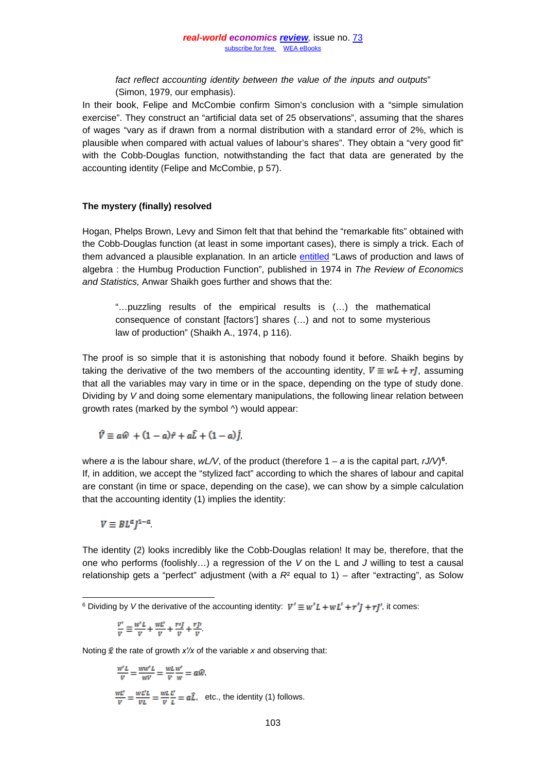*fact reflect accounting identity between the value of the inputs and outputs*" (Simon, 1979, our emphasis).

In their book, Felipe and McCombie confirm Simon's conclusion with a "simple simulation exercise". They construct an "artificial data set of 25 observations", assuming that the shares of wages "vary as if drawn from a normal distribution with a standard error of 2%, which is plausible when compared with actual values of labour's shares". They obtain a "very good fit" with the Cobb-Douglas function, notwithstanding the fact that data are generated by the accounting identity (Felipe and McCombie, p 57).

### The mystery (finally) resolved

Hogan, Phelps Brown, Levy and Simon felt that that behind the "remarkable fits" obtained with the Cobb-Douglas function (at least in some important cases), there is simply a trick. Each of them advanced a plausible explanation. In an article entitled "Laws of production and laws of algebra : the Humbug Production Function", published in 1974 in *The Review of Economics and Statistics,* Anwar Shaikh goes further and shows that the:

> "…puzzling results of the empirical results is (…) the mathematical consequence of constant [factors'] shares (…) and not to some mysterious law of production" (Shaikh A., 1974, p 116).

The proof is so simple that it is astonishing that nobody found it before. Shaikh begins by taking the derivative of the two members of the accounting identity, $V \equiv wL + rJ$, assuming that all the variables may vary in time or in the space, depending on the type of study done. Dividing by *V* and doing some elementary manipulations, the following linear relation between growth rates (marked by the symbol ^) would appear:

$$\hat{V} \equiv a\hat{w} + (1-a)\hat{r} + a\hat{L} + (1-a)\hat{J},$$

where *a* is the labour share, *wL/V*, of the product (therefore 1 – *a* is the capital part, *rJ/V*)[6].

If, in addition, we accept the "stylized fact" according to which the shares of labour and capital are constant (in time or space, depending on the case), we can show by a simple calculation that the accounting identity (1) implies the identity:

$$V \equiv BL^{a}J^{1-a}.$$

The identity (2) looks incredibly like the Cobb-Douglas relation! It may be, therefore, that the one who performs (foolishly…) a regression of the *V* on the L and *J* willing to test a causal relationship gets a "perfect" adjustment (with a $R^2$ equal to 1) – after "extracting", as Solow

---

[6] Dividing by *V* the derivative of the accounting identity: $V' \equiv w'L + wL' + r'J + rJ'$, it comes:

$$\frac{V'}{V} \equiv \frac{w'L}{V} + \frac{wL'}{V} + \frac{r'J}{V} + \frac{rJ'}{V}.$$

Noting $\hat{x}$ the rate of growth *x′/x* of the variable *x* and observing that:

$$\frac{w'L}{V} = \frac{ww'L}{wV} = \frac{wL}{V}\frac{w'}{w} = a\hat{w},$$

$$\frac{wL'}{V} = \frac{wL'L}{VL} = \frac{wL}{V}\frac{L'}{L} = a\hat{L},$$ etc., the identity (1) follows.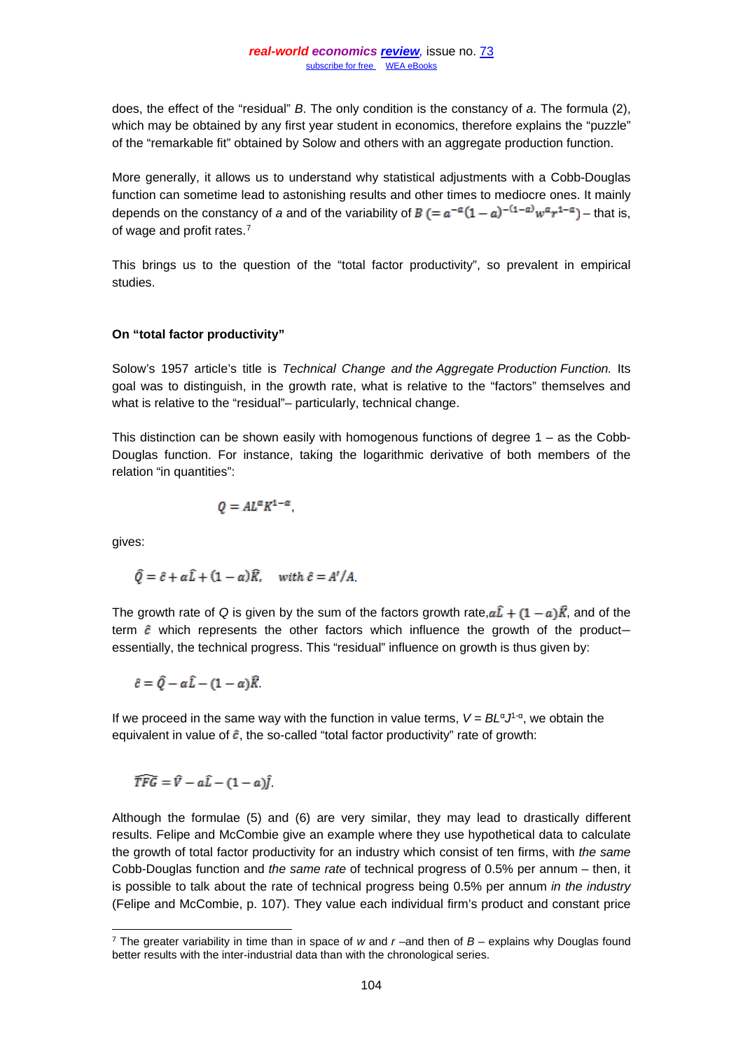does, the effect of the "residual" $B$. The only condition is the constancy of $a$. The formula (2), which may be obtained by any first year student in economics, therefore explains the "puzzle" of the "remarkable fit" obtained by Solow and others with an aggregate production function.

More generally, it allows us to understand why statistical adjustments with a Cobb-Douglas function can sometime lead to astonishing results and other times to mediocre ones. It mainly depends on the constancy of $a$ and of the variability of $B \ (= a^{-a}(1-a)^{-(1-a)} w^{a} r^{1-a})$ – that is, of wage and profit rates.[7]

This brings us to the question of the "total factor productivity", so prevalent in empirical studies.

**On "total factor productivity"**

Solow's 1957 article's title is *Technical Change and the Aggregate Production Function.* Its goal was to distinguish, in the growth rate, what is relative to the "factors" themselves and what is relative to the "residual"– particularly, technical change.

This distinction can be shown easily with homogenous functions of degree 1 – as the Cobb-Douglas function. For instance, taking the logarithmic derivative of both members of the relation "in quantities":

$$Q = AL^{\alpha}K^{1-\alpha},$$

gives:

$$\hat{Q} = \hat{\varepsilon} + \alpha\hat{L} + (1-\alpha)\hat{K}, \quad with\ \hat{\varepsilon} = A'/A.$$

The growth rate of $Q$ is given by the sum of the factors growth rate, $\alpha\hat{L} + (1-\alpha)\hat{K}$, and of the term $\hat{\varepsilon}$ which represents the other factors which influence the growth of the product– essentially, the technical progress. This "residual" influence on growth is thus given by:

$$\hat{\varepsilon} = \hat{Q} - \alpha\hat{L} - (1-\alpha)\hat{K}.$$

If we proceed in the same way with the function in value terms, $V = BL^{\alpha}J^{1-\alpha}$, we obtain the equivalent in value of $\hat{\varepsilon}$, the so-called "total factor productivity" rate of growth:

$$\widehat{TFG} = \hat{V} - a\hat{L} - (1-a)\hat{J}.$$

Although the formulae (5) and (6) are very similar, they may lead to drastically different results. Felipe and McCombie give an example where they use hypothetical data to calculate the growth of total factor productivity for an industry which consist of ten firms, with *the same* Cobb-Douglas function and *the same rate* of technical progress of 0.5% per annum – then, it is possible to talk about the rate of technical progress being 0.5% per annum *in the industry* (Felipe and McCombie, p. 107). They value each individual firm's product and constant price

[7] The greater variability in time than in space of $w$ and $r$ –and then of $B$ – explains why Douglas found better results with the inter-industrial data than with the chronological series.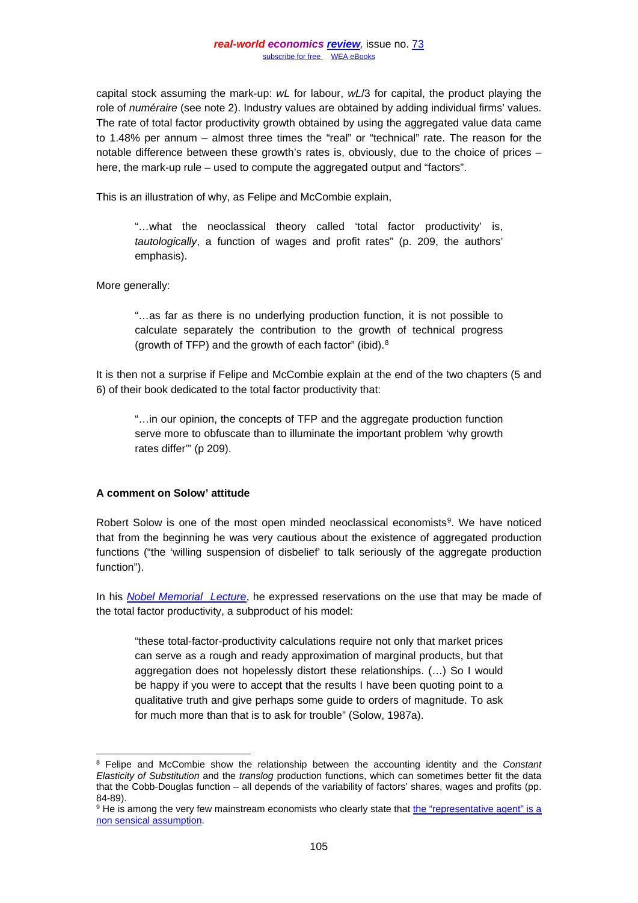capital stock assuming the mark-up: $wL$ for labour, $wL/3$ for capital, the product playing the role of *numéraire* (see note 2). Industry values are obtained by adding individual firms' values. The rate of total factor productivity growth obtained by using the aggregated value data came to 1.48% per annum – almost three times the "real" or "technical" rate. The reason for the notable difference between these growth's rates is, obviously, due to the choice of prices – here, the mark-up rule – used to compute the aggregated output and "factors".

This is an illustration of why, as Felipe and McCombie explain,

> "…what the neoclassical theory called 'total factor productivity' is, *tautologically*, a function of wages and profit rates" (p. 209, the authors' emphasis).

More generally:

> "…as far as there is no underlying production function, it is not possible to calculate separately the contribution to the growth of technical progress (growth of TFP) and the growth of each factor" (ibid).[8]

It is then not a surprise if Felipe and McCombie explain at the end of the two chapters (5 and 6) of their book dedicated to the total factor productivity that:

> "…in our opinion, the concepts of TFP and the aggregate production function serve more to obfuscate than to illuminate the important problem 'why growth rates differ'" (p 209).

**A comment on Solow' attitude**

Robert Solow is one of the most open minded neoclassical economists[9]. We have noticed that from the beginning he was very cautious about the existence of aggregated production functions ("the 'willing suspension of disbelief' to talk seriously of the aggregate production function").

In his *Nobel Memorial Lecture*, he expressed reservations on the use that may be made of the total factor productivity, a subproduct of his model:

> "these total-factor-productivity calculations require not only that market prices can serve as a rough and ready approximation of marginal products, but that aggregation does not hopelessly distort these relationships. (…) So I would be happy if you were to accept that the results I have been quoting point to a qualitative truth and give perhaps some guide to orders of magnitude. To ask for much more than that is to ask for trouble" (Solow, 1987a).

---

[8] Felipe and McCombie show the relationship between the accounting identity and the *Constant Elasticity of Substitution* and the *translog* production functions, which can sometimes better fit the data that the Cobb-Douglas function – all depends of the variability of factors' shares, wages and profits (pp. 84-89).

[9] He is among the very few mainstream economists who clearly state that the "representative agent" is a non sensical assumption.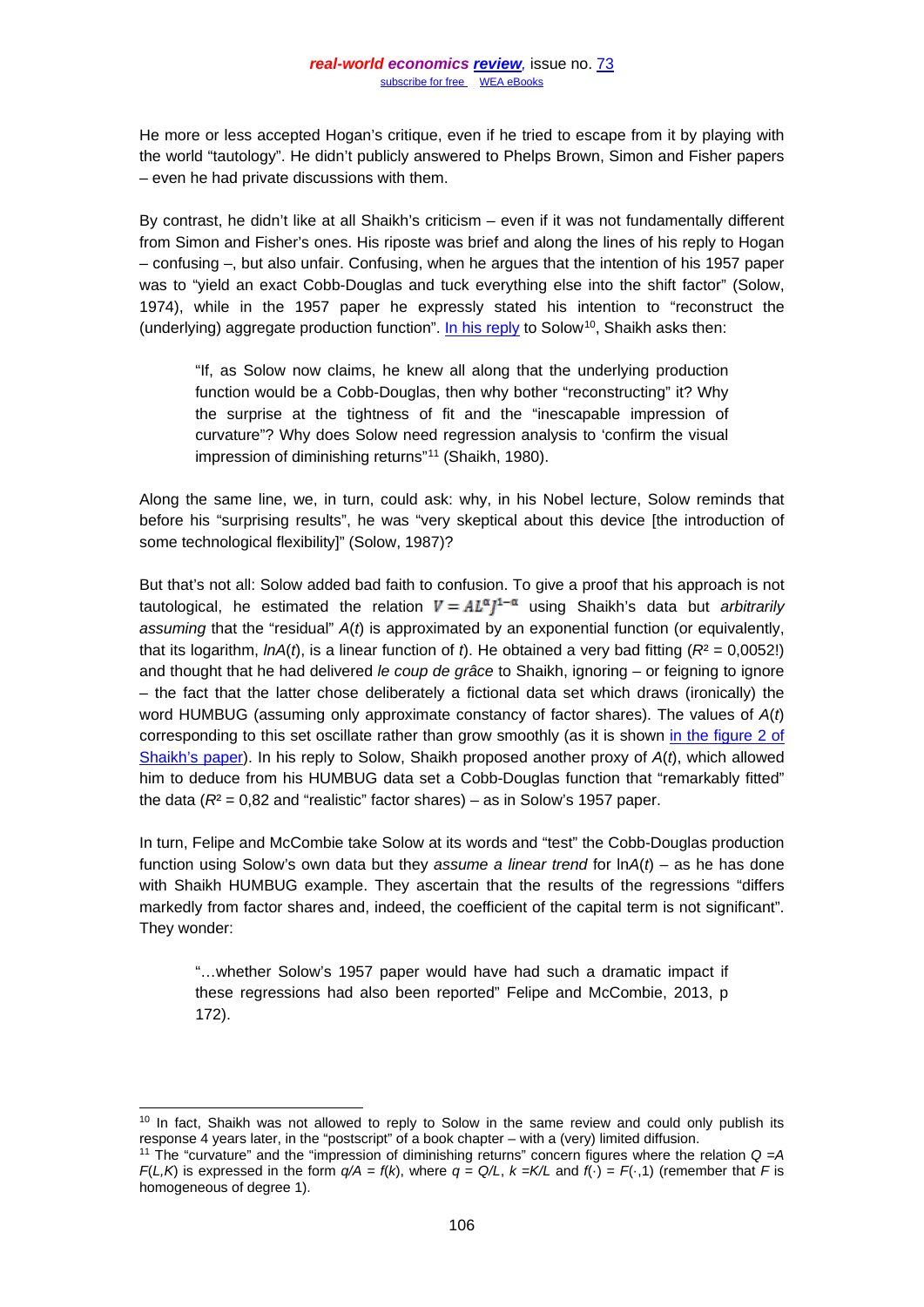He more or less accepted Hogan's critique, even if he tried to escape from it by playing with the world "tautology". He didn't publicly answered to Phelps Brown, Simon and Fisher papers – even he had private discussions with them.

By contrast, he didn't like at all Shaikh's criticism – even if it was not fundamentally different from Simon and Fisher's ones. His riposte was brief and along the lines of his reply to Hogan – confusing –, but also unfair. Confusing, when he argues that the intention of his 1957 paper was to "yield an exact Cobb-Douglas and tuck everything else into the shift factor" (Solow, 1974), while in the 1957 paper he expressly stated his intention to "reconstruct the (underlying) aggregate production function". In his reply to Solow[10], Shaikh asks then:

> "If, as Solow now claims, he knew all along that the underlying production function would be a Cobb-Douglas, then why bother "reconstructing" it? Why the surprise at the tightness of fit and the "inescapable impression of curvature"? Why does Solow need regression analysis to 'confirm the visual impression of diminishing returns"[11] (Shaikh, 1980).

Along the same line, we, in turn, could ask: why, in his Nobel lecture, Solow reminds that before his "surprising results", he was "very skeptical about this device [the introduction of some technological flexibility]" (Solow, 1987)?

But that's not all: Solow added bad faith to confusion. To give a proof that his approach is not tautological, he estimated the relation $V = AL^{\alpha}J^{1-\alpha}$ using Shaikh's data but *arbitrarily assuming* that the "residual" $A(t)$ is approximated by an exponential function (or equivalently, that its logarithm, $lnA(t)$, is a linear function of $t$). He obtained a very bad fitting ($R^2$ = 0,0052!) and thought that he had delivered *le coup de grâce* to Shaikh, ignoring – or feigning to ignore – the fact that the latter chose deliberately a fictional data set which draws (ironically) the word HUMBUG (assuming only approximate constancy of factor shares). The values of $A(t)$ corresponding to this set oscillate rather than grow smoothly (as it is shown in the figure 2 of Shaikh's paper). In his reply to Solow, Shaikh proposed another proxy of $A(t)$, which allowed him to deduce from his HUMBUG data set a Cobb-Douglas function that "remarkably fitted" the data ($R^2$ = 0,82 and "realistic" factor shares) – as in Solow's 1957 paper.

In turn, Felipe and McCombie take Solow at its words and "test" the Cobb-Douglas production function using Solow's own data but they *assume a linear trend* for $\ln A(t)$ – as he has done with Shaikh HUMBUG example. They ascertain that the results of the regressions "differs markedly from factor shares and, indeed, the coefficient of the capital term is not significant". They wonder:

> "…whether Solow's 1957 paper would have had such a dramatic impact if these regressions had also been reported" Felipe and McCombie, 2013, p 172).

[10] In fact, Shaikh was not allowed to reply to Solow in the same review and could only publish its response 4 years later, in the "postscript" of a book chapter – with a (very) limited diffusion.

[11] The "curvature" and the "impression of diminishing returns" concern figures where the relation $Q = A\,F(L,K)$ is expressed in the form $q/A = f(k)$, where $q = Q/L$, $k = K/L$ and $f(\cdot) = F(\cdot,1)$ (remember that $F$ is homogeneous of degree 1).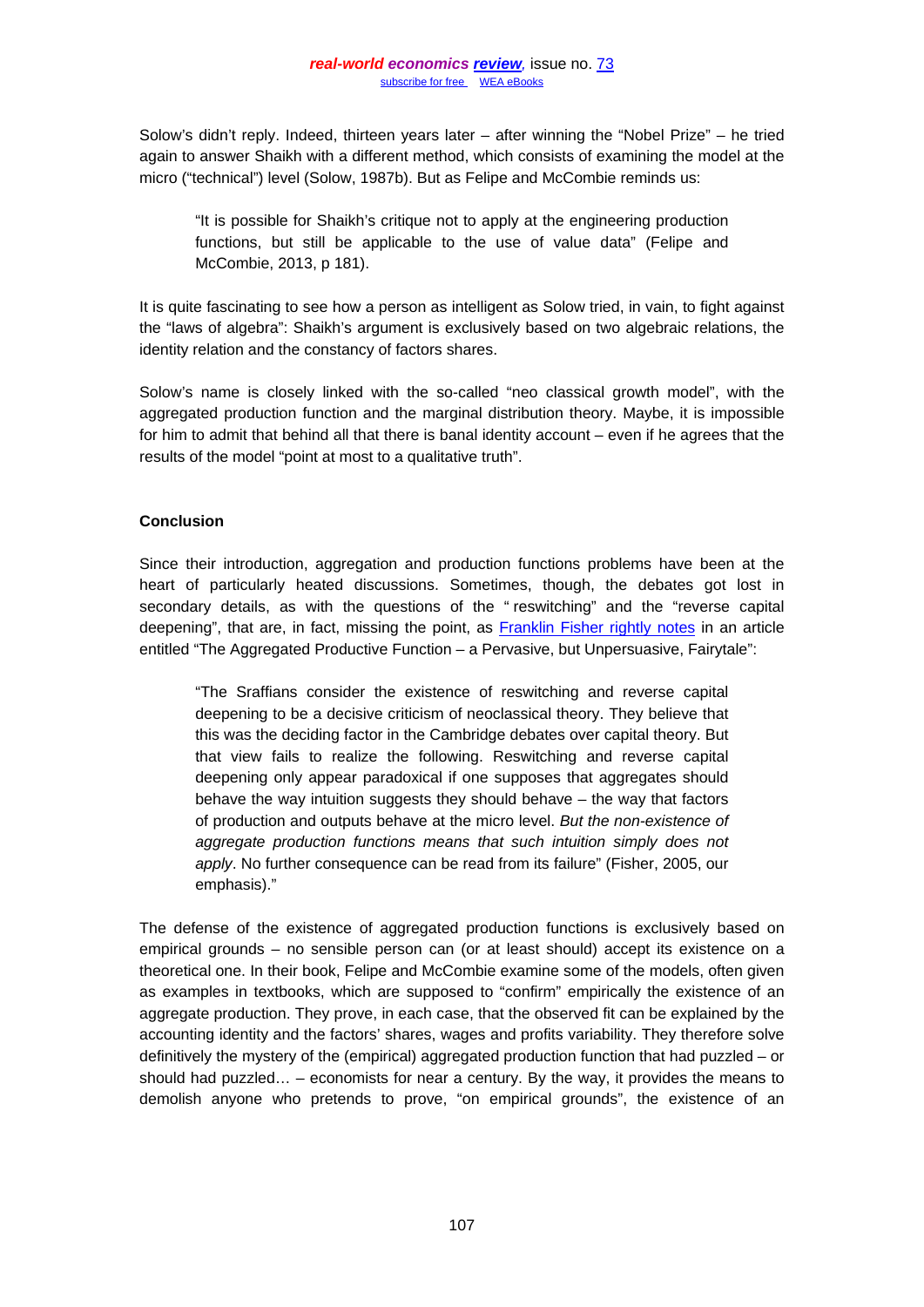Solow's didn't reply. Indeed, thirteen years later – after winning the "Nobel Prize" – he tried again to answer Shaikh with a different method, which consists of examining the model at the micro ("technical") level (Solow, 1987b). But as Felipe and McCombie reminds us:

> "It is possible for Shaikh's critique not to apply at the engineering production functions, but still be applicable to the use of value data" (Felipe and McCombie, 2013, p 181).

It is quite fascinating to see how a person as intelligent as Solow tried, in vain, to fight against the "laws of algebra": Shaikh's argument is exclusively based on two algebraic relations, the identity relation and the constancy of factors shares.

Solow's name is closely linked with the so-called "neo classical growth model", with the aggregated production function and the marginal distribution theory. Maybe, it is impossible for him to admit that behind all that there is banal identity account – even if he agrees that the results of the model "point at most to a qualitative truth".

**Conclusion**

Since their introduction, aggregation and production functions problems have been at the heart of particularly heated discussions. Sometimes, though, the debates got lost in secondary details, as with the questions of the " reswitching" and the "reverse capital deepening", that are, in fact, missing the point, as Franklin Fisher rightly notes in an article entitled "The Aggregated Productive Function – a Pervasive, but Unpersuasive, Fairytale":

> "The Sraffians consider the existence of reswitching and reverse capital deepening to be a decisive criticism of neoclassical theory. They believe that this was the deciding factor in the Cambridge debates over capital theory. But that view fails to realize the following. Reswitching and reverse capital deepening only appear paradoxical if one supposes that aggregates should behave the way intuition suggests they should behave – the way that factors of production and outputs behave at the micro level. *But the non-existence of aggregate production functions means that such intuition simply does not apply*. No further consequence can be read from its failure" (Fisher, 2005, our emphasis)."

The defense of the existence of aggregated production functions is exclusively based on empirical grounds – no sensible person can (or at least should) accept its existence on a theoretical one. In their book, Felipe and McCombie examine some of the models, often given as examples in textbooks, which are supposed to "confirm" empirically the existence of an aggregate production. They prove, in each case, that the observed fit can be explained by the accounting identity and the factors' shares, wages and profits variability. They therefore solve definitively the mystery of the (empirical) aggregated production function that had puzzled – or should had puzzled… – economists for near a century. By the way, it provides the means to demolish anyone who pretends to prove, "on empirical grounds", the existence of an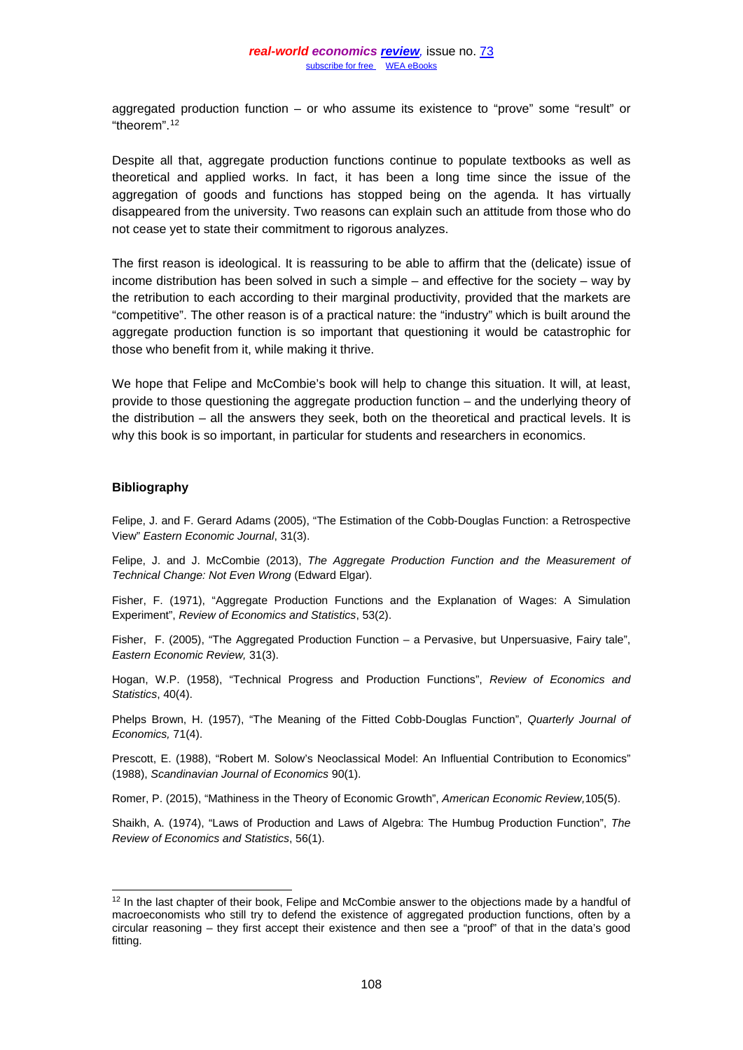aggregated production function – or who assume its existence to "prove" some "result" or "theorem".[12]

Despite all that, aggregate production functions continue to populate textbooks as well as theoretical and applied works. In fact, it has been a long time since the issue of the aggregation of goods and functions has stopped being on the agenda. It has virtually disappeared from the university. Two reasons can explain such an attitude from those who do not cease yet to state their commitment to rigorous analyzes.

The first reason is ideological. It is reassuring to be able to affirm that the (delicate) issue of income distribution has been solved in such a simple – and effective for the society – way by the retribution to each according to their marginal productivity, provided that the markets are "competitive". The other reason is of a practical nature: the "industry" which is built around the aggregate production function is so important that questioning it would be catastrophic for those who benefit from it, while making it thrive.

We hope that Felipe and McCombie's book will help to change this situation. It will, at least, provide to those questioning the aggregate production function – and the underlying theory of the distribution – all the answers they seek, both on the theoretical and practical levels. It is why this book is so important, in particular for students and researchers in economics.

## Bibliography

Felipe, J. and F. Gerard Adams (2005), "The Estimation of the Cobb-Douglas Function: a Retrospective View" *Eastern Economic Journal*, 31(3).

Felipe, J. and J. McCombie (2013), *The Aggregate Production Function and the Measurement of Technical Change: Not Even Wrong* (Edward Elgar).

Fisher, F. (1971), "Aggregate Production Functions and the Explanation of Wages: A Simulation Experiment", *Review of Economics and Statistics*, 53(2).

Fisher, F. (2005), "The Aggregated Production Function – a Pervasive, but Unpersuasive, Fairy tale", *Eastern Economic Review,* 31(3).

Hogan, W.P. (1958), "Technical Progress and Production Functions", *Review of Economics and Statistics*, 40(4).

Phelps Brown, H. (1957), "The Meaning of the Fitted Cobb-Douglas Function", *Quarterly Journal of Economics,* 71(4).

Prescott, E. (1988), "Robert M. Solow's Neoclassical Model: An Influential Contribution to Economics" (1988), *Scandinavian Journal of Economics* 90(1).

Romer, P. (2015), "Mathiness in the Theory of Economic Growth", *American Economic Review,*105(5).

Shaikh, A. (1974), "Laws of Production and Laws of Algebra: The Humbug Production Function", *The Review of Economics and Statistics*, 56(1).

---

[12] In the last chapter of their book, Felipe and McCombie answer to the objections made by a handful of macroeconomists who still try to defend the existence of aggregated production functions, often by a circular reasoning – they first accept their existence and then see a "proof" of that in the data's good fitting.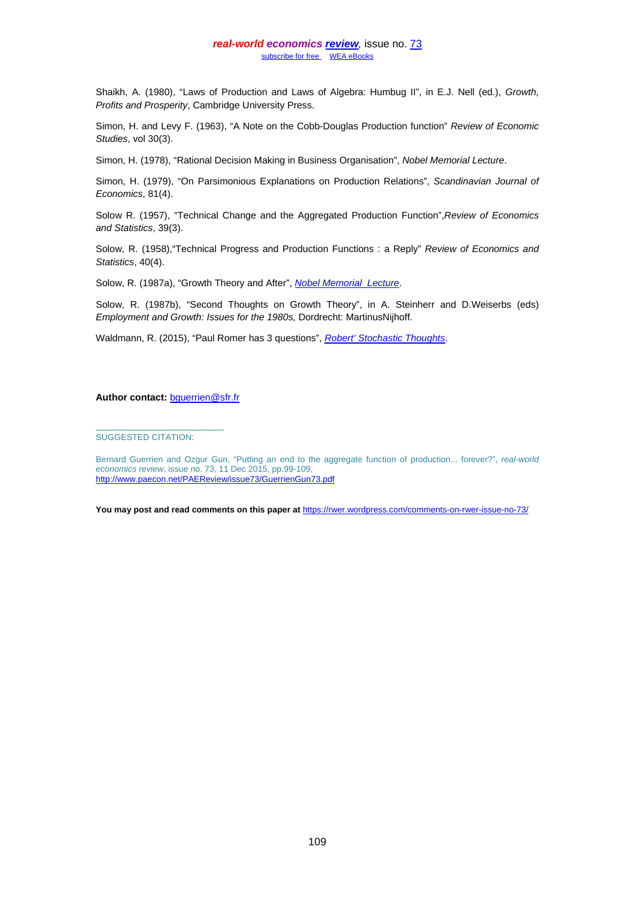Shaikh, A. (1980), "Laws of Production and Laws of Algebra: Humbug II", in E.J. Nell (ed.), *Growth, Profits and Prosperity*, Cambridge University Press.

Simon, H. and Levy F. (1963), "A Note on the Cobb-Douglas Production function" *Review of Economic Studies*, vol 30(3).

Simon, H. (1978), "Rational Decision Making in Business Organisation", *Nobel Memorial Lecture*.

Simon, H. (1979), "On Parsimonious Explanations on Production Relations", *Scandinavian Journal of Economics*, 81(4).

Solow R. (1957), "Technical Change and the Aggregated Production Function",*Review of Economics and Statistics*, 39(3).

Solow, R. (1958),"Technical Progress and Production Functions : a Reply" *Review of Economics and Statistics*, 40(4).

Solow, R. (1987a), "Growth Theory and After", *Nobel Memorial Lecture*.

Solow, R. (1987b), "Second Thoughts on Growth Theory", in A. Steinherr and D.Weiserbs (eds) *Employment and Growth: Issues for the 1980s,* Dordrecht: MartinusNijhoff.

Waldmann, R. (2015), "Paul Romer has 3 questions", *Robert' Stochastic Thoughts*.

**Author contact:** bguerrien@sfr.fr

---

SUGGESTED CITATION:

Bernard Guerrien and Ozgur Gun, "Putting an end to the aggregate function of production... forever?", *real-world economics review*, issue no. 73, 11 Dec 2015, pp.99-109,
http://www.paecon.net/PAEReview/issue73/GuerrienGun73.pdf

**You may post and read comments on this paper at** https://rwer.wordpress.com/comments-on-rwer-issue-no-73/